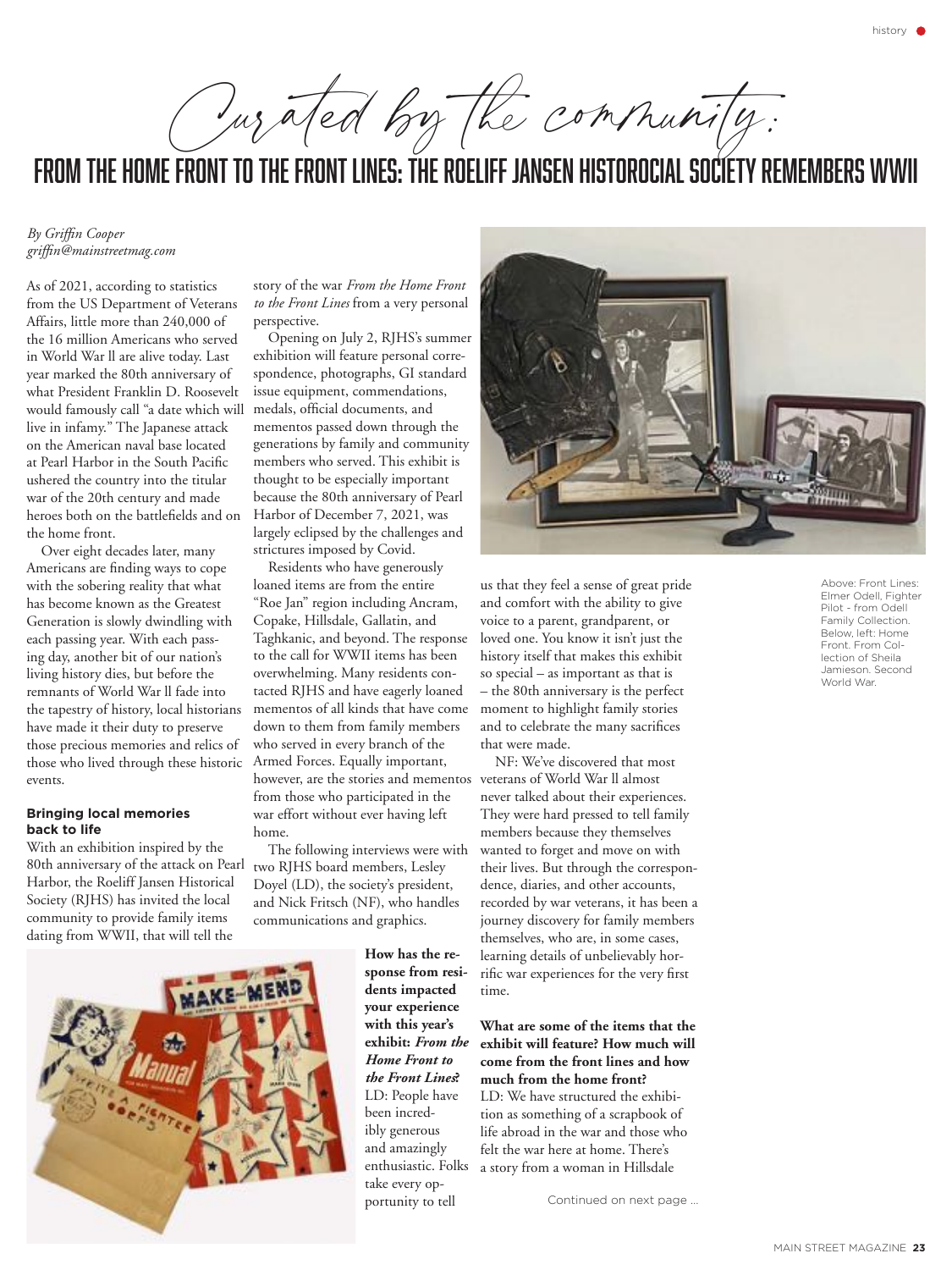# Curated by the community:

# FROM THE HOME FRONT TO THE FRONT LINES: THE ROELIFF JANSEN HISTOROCIAL SOCIETY REMEMBERS WWII

*By Griffin Cooper*
*griffin@mainstreetmag.com*

As of 2021, according to statistics from the US Department of Veterans Affairs, little more than 240,000 of the 16 million Americans who served in World War ll are alive today. Last year marked the 80th anniversary of what President Franklin D. Roosevelt would famously call "a date which will live in infamy." The Japanese attack on the American naval base located at Pearl Harbor in the South Pacific ushered the country into the titular war of the 20th century and made heroes both on the battlefields and on the home front.

Over eight decades later, many Americans are finding ways to cope with the sobering reality that what has become known as the Greatest Generation is slowly dwindling with each passing year. With each passing day, another bit of our nation's living history dies, but before the remnants of World War ll fade into the tapestry of history, local historians have made it their duty to preserve those precious memories and relics of those who lived through these historic events.

### Bringing local memories back to life

With an exhibition inspired by the 80th anniversary of the attack on Pearl Harbor, the Roeliff Jansen Historical Society (RJHS) has invited the local community to provide family items dating from WWII, that will tell the story of the war *From the Home Front to the Front Lines* from a very personal perspective.

Opening on July 2, RJHS's summer exhibition will feature personal correspondence, photographs, GI standard issue equipment, commendations, medals, official documents, and mementos passed down through the generations by family and community members who served. This exhibit is thought to be especially important because the 80th anniversary of Pearl Harbor of December 7, 2021, was largely eclipsed by the challenges and strictures imposed by Covid.

Residents who have generously loaned items are from the entire "Roe Jan" region including Ancram, Copake, Hillsdale, Gallatin, and Taghkanic, and beyond. The response to the call for WWII items has been overwhelming. Many residents contacted RJHS and have eagerly loaned mementos of all kinds that have come down to them from family members who served in every branch of the Armed Forces. Equally important, however, are the stories and mementos from those who participated in the war effort without ever having left home.

The following interviews were with two RJHS board members, Lesley Doyel (LD), the society's president, and Nick Fritsch (NF), who handles communications and graphics.

**How has the response from residents impacted your experience with this year's exhibit: *From the Home Front to the Front Lines*?**
LD: People have been incredibly generous and amazingly enthusiastic. Folks take every opportunity to tell us that they feel a sense of great pride and comfort with the ability to give voice to a parent, grandparent, or loved one. You know it isn't just the history itself that makes this exhibit so special – as important as that is – the 80th anniversary is the perfect moment to highlight family stories and to celebrate the many sacrifices that were made.

NF: We've discovered that most veterans of World War ll almost never talked about their experiences. They were hard pressed to tell family members because they themselves wanted to forget and move on with their lives. But through the correspondence, diaries, and other accounts, recorded by war veterans, it has been a journey discovery for family members themselves, who are, in some cases, learning details of unbelievably horrific war experiences for the very first time.

**What are some of the items that the exhibit will feature? How much will come from the front lines and how much from the home front?**
LD: We have structured the exhibition as something of a scrapbook of life abroad in the war and those who felt the war here at home. There's a story from a woman in Hillsdale

Continued on next page ...

Above: Front Lines: Elmer Odell, Fighter Pilot - from Odell Family Collection. Below, left: Home Front. From Collection of Sheila Jamieson. Second World War.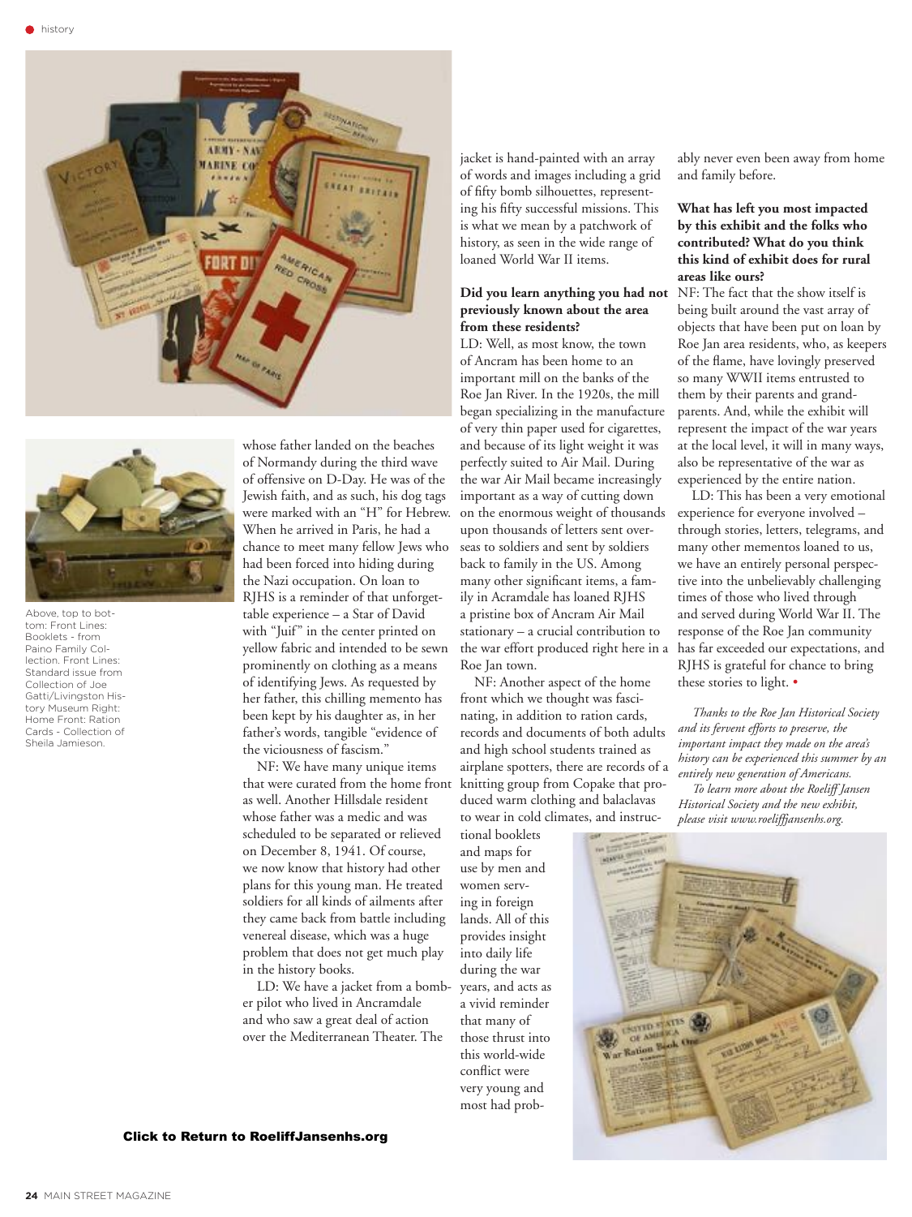Above, top to bottom: Front Lines: Booklets - from Paino Family Collection. Front Lines: Standard issue from Collection of Joe Gatti/Livingston History Museum Right: Home Front: Ration Cards - Collection of Sheila Jamieson.

whose father landed on the beaches of Normandy during the third wave of offensive on D-Day. He was of the Jewish faith, and as such, his dog tags were marked with an "H" for Hebrew. When he arrived in Paris, he had a chance to meet many fellow Jews who had been forced into hiding during the Nazi occupation. On loan to RJHS is a reminder of that unforgettable experience – a Star of David with "Juif" in the center printed on yellow fabric and intended to be sewn prominently on clothing as a means of identifying Jews. As requested by her father, this chilling memento has been kept by his daughter as, in her father's words, tangible "evidence of the viciousness of fascism."

NF: We have many unique items that were curated from the home front as well. Another Hillsdale resident whose father was a medic and was scheduled to be separated or relieved on December 8, 1941. Of course, we now know that history had other plans for this young man. He treated soldiers for all kinds of ailments after they came back from battle including venereal disease, which was a huge problem that does not get much play in the history books.

LD: We have a jacket from a bomber pilot who lived in Ancramdale and who saw a great deal of action over the Mediterranean Theater. The jacket is hand-painted with an array of words and images including a grid of fifty bomb silhouettes, representing his fifty successful missions. This is what we mean by a patchwork of history, as seen in the wide range of loaned World War II items.

**Did you learn anything you had not previously known about the area from these residents?**

LD: Well, as most know, the town of Ancram has been home to an important mill on the banks of the Roe Jan River. In the 1920s, the mill began specializing in the manufacture of very thin paper used for cigarettes, and because of its light weight it was perfectly suited to Air Mail. During the war Air Mail became increasingly important as a way of cutting down on the enormous weight of thousands upon thousands of letters sent overseas to soldiers and sent by soldiers back to family in the US. Among many other significant items, a family in Acramdale has loaned RJHS a pristine box of Ancram Air Mail stationary – a crucial contribution to the war effort produced right here in a Roe Jan town.

NF: Another aspect of the home front which we thought was fascinating, in addition to ration cards, records and documents of both adults and high school students trained as airplane spotters, there are records of a knitting group from Copake that produced warm clothing and balaclavas to wear in cold climates, and instructional booklets and maps for use by men and women serving in foreign lands. All of this provides insight into daily life during the war years, and acts as a vivid reminder that many of those thrust into this world-wide conflict were very young and most had probably never even been away from home and family before.

**What has left you most impacted by this exhibit and the folks who contributed? What do you think this kind of exhibit does for rural areas like ours?**

NF: The fact that the show itself is being built around the vast array of objects that have been put on loan by Roe Jan area residents, who, as keepers of the flame, have lovingly preserved so many WWII items entrusted to them by their parents and grandparents. And, while the exhibit will represent the impact of the war years at the local level, it will in many ways, also be representative of the war as experienced by the entire nation.

LD: This has been a very emotional experience for everyone involved – through stories, letters, telegrams, and many other mementos loaned to us, we have an entirely personal perspective into the unbelievably challenging times of those who lived through and served during World War II. The response of the Roe Jan community has far exceeded our expectations, and RJHS is grateful for chance to bring these stories to light. •

*Thanks to the Roe Jan Historical Society and its fervent efforts to preserve, the important impact they made on the area's history can be experienced this summer by an entirely new generation of Americans.*

*To learn more about the Roeliff Jansen Historical Society and the new exhibit, please visit www.roeliffjansenhs.org.*

**Click to Return to RoeliffJansenhs.org**